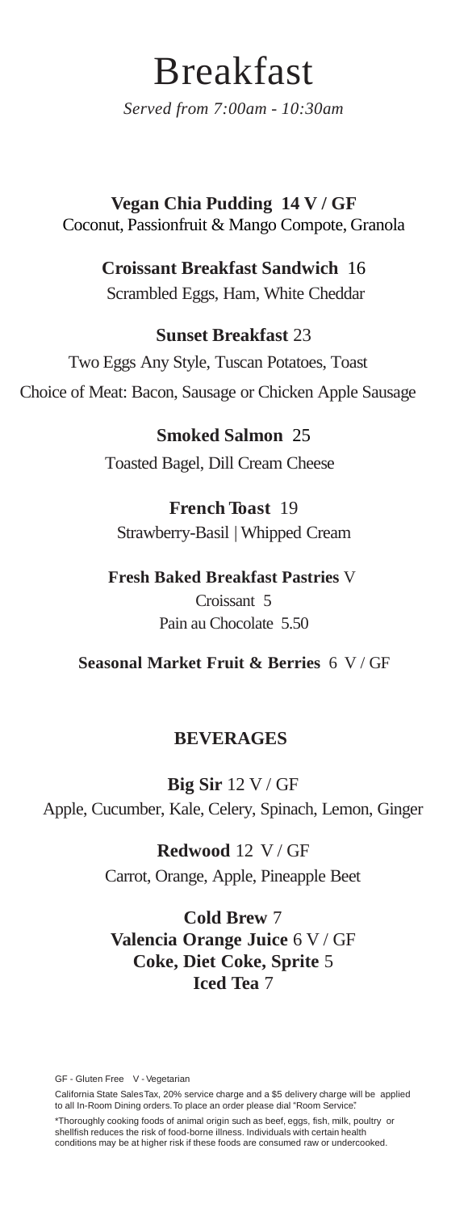# Breakfast

*Served from 7:00am - 10:30am*

**Vegan Chia Pudding 14 V / GF**
Coconut, Passionfruit & Mango Compote, Granola

**Croissant Breakfast Sandwich** 16
Scrambled Eggs, Ham, White Cheddar

**Sunset Breakfast** 23
Two Eggs Any Style, Tuscan Potatoes, Toast
Choice of Meat: Bacon, Sausage or Chicken Apple Sausage

**Smoked Salmon** 25
Toasted Bagel, Dill Cream Cheese

**French Toast** 19
Strawberry-Basil | Whipped Cream

**Fresh Baked Breakfast Pastries** V
Croissant 5
Pain au Chocolate 5.50

**Seasonal Market Fruit & Berries** 6 V / GF

## BEVERAGES

**Big Sir** 12 V / GF
Apple, Cucumber, Kale, Celery, Spinach, Lemon, Ginger

**Redwood** 12 V / GF
Carrot, Orange, Apple, Pineapple Beet

**Cold Brew** 7
**Valencia Orange Juice** 6 V / GF
**Coke, Diet Coke, Sprite** 5
**Iced Tea** 7

GF - Gluten Free V - Vegetarian

California State Sales Tax, 20% service charge and a $5 delivery charge will be applied to all In-Room Dining orders. To place an order please dial "Room Service".

*Thoroughly cooking foods of animal origin such as beef, eggs, fish, milk, poultry or shellfish reduces the risk of food-borne illness. Individuals with certain health conditions may be at higher risk if these foods are consumed raw or undercooked.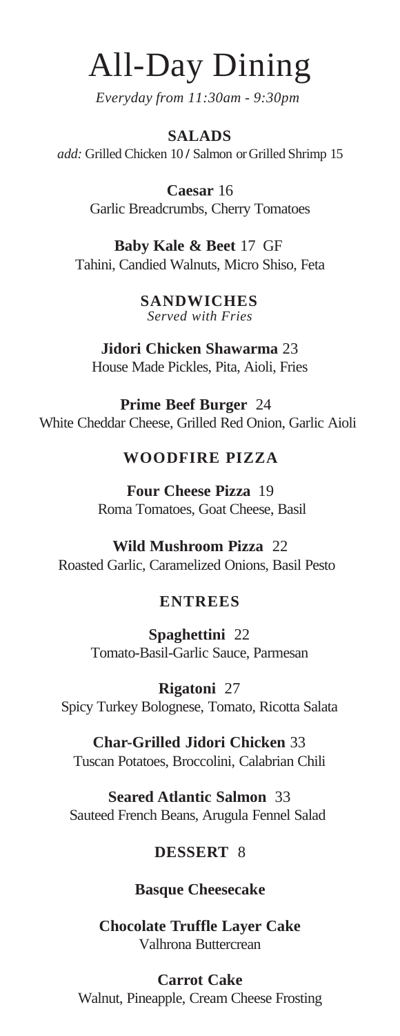# All-Day Dining

*Everyday from 11:30am - 9:30pm*

## SALADS

*add:* Grilled Chicken 10 / Salmon or Grilled Shrimp 15

**Caesar** 16
Garlic Breadcrumbs, Cherry Tomatoes

**Baby Kale & Beet** 17 GF
Tahini, Candied Walnuts, Micro Shiso, Feta

## SANDWICHES

*Served with Fries*

**Jidori Chicken Shawarma** 23
House Made Pickles, Pita, Aioli, Fries

**Prime Beef Burger** 24
White Cheddar Cheese, Grilled Red Onion, Garlic Aioli

## WOODFIRE PIZZA

**Four Cheese Pizza** 19
Roma Tomatoes, Goat Cheese, Basil

**Wild Mushroom Pizza** 22
Roasted Garlic, Caramelized Onions, Basil Pesto

## ENTREES

**Spaghettini** 22
Tomato-Basil-Garlic Sauce, Parmesan

**Rigatoni** 27
Spicy Turkey Bolognese, Tomato, Ricotta Salata

**Char-Grilled Jidori Chicken** 33
Tuscan Potatoes, Broccolini, Calabrian Chili

**Seared Atlantic Salmon** 33
Sauteed French Beans, Arugula Fennel Salad

## DESSERT 8

**Basque Cheesecake**

**Chocolate Truffle Layer Cake**
Valhrona Buttercrean

**Carrot Cake**
Walnut, Pineapple, Cream Cheese Frosting